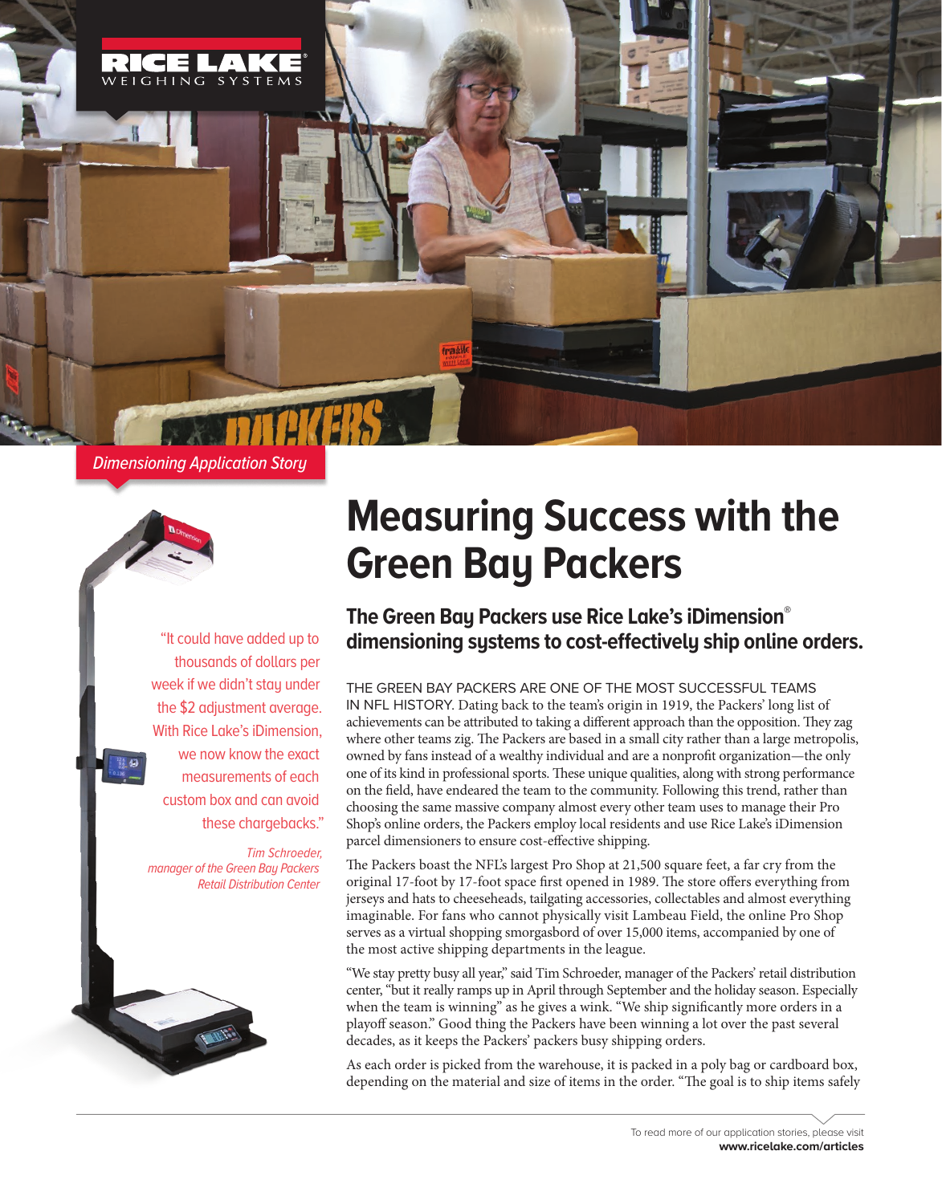Dimensioning Application Story

# Measuring Success with the Green Bay Packers

## The Green Bay Packers use Rice Lake's iDimension® dimensioning systems to cost-effectively ship online orders.

> "It could have added up to thousands of dollars per week if we didn't stay under the $2 adjustment average. With Rice Lake's iDimension, we now know the exact measurements of each custom box and can avoid these chargebacks."
>
> *Tim Schroeder, manager of the Green Bay Packers Retail Distribution Center*

THE GREEN BAY PACKERS ARE ONE OF THE MOST SUCCESSFUL TEAMS IN NFL HISTORY. Dating back to the team's origin in 1919, the Packers' long list of achievements can be attributed to taking a different approach than the opposition. They zag where other teams zig. The Packers are based in a small city rather than a large metropolis, owned by fans instead of a wealthy individual and are a nonprofit organization—the only one of its kind in professional sports. These unique qualities, along with strong performance on the field, have endeared the team to the community. Following this trend, rather than choosing the same massive company almost every other team uses to manage their Pro Shop's online orders, the Packers employ local residents and use Rice Lake's iDimension parcel dimensioners to ensure cost-effective shipping.

The Packers boast the NFL's largest Pro Shop at 21,500 square feet, a far cry from the original 17-foot by 17-foot space first opened in 1989. The store offers everything from jerseys and hats to cheeseheads, tailgating accessories, collectables and almost everything imaginable. For fans who cannot physically visit Lambeau Field, the online Pro Shop serves as a virtual shopping smorgasbord of over 15,000 items, accompanied by one of the most active shipping departments in the league.

"We stay pretty busy all year," said Tim Schroeder, manager of the Packers' retail distribution center, "but it really ramps up in April through September and the holiday season. Especially when the team is winning" as he gives a wink. "We ship significantly more orders in a playoff season." Good thing the Packers have been winning a lot over the past several decades, as it keeps the Packers' packers busy shipping orders.

As each order is picked from the warehouse, it is packed in a poly bag or cardboard box, depending on the material and size of items in the order. "The goal is to ship items safely

To read more of our application stories, please visit **www.ricelake.com/articles**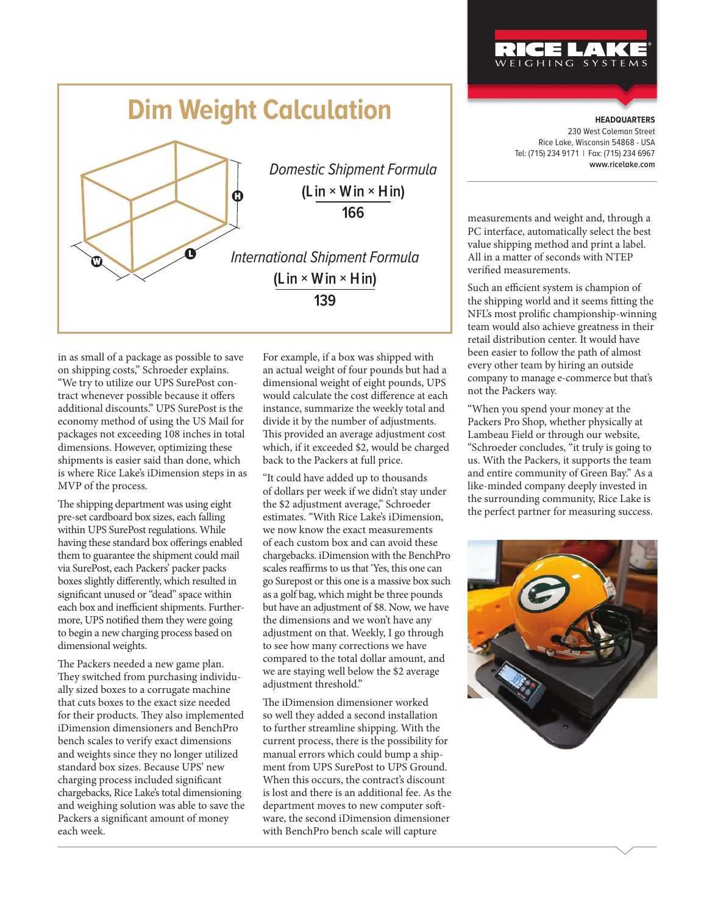# Dim Weight Calculation

*Domestic Shipment Formula*

$$\frac{(L\text{ in} \times W\text{ in} \times H\text{ in})}{166}$$

*International Shipment Formula*

$$\frac{(L\text{ in} \times W\text{ in} \times H\text{ in})}{139}$$

in as small of a package as possible to save on shipping costs," Schroeder explains. "We try to utilize our UPS SurePost contract whenever possible because it offers additional discounts." UPS SurePost is the economy method of using the US Mail for packages not exceeding 108 inches in total dimensions. However, optimizing these shipments is easier said than done, which is where Rice Lake's iDimension steps in as MVP of the process.

The shipping department was using eight pre-set cardboard box sizes, each falling within UPS SurePost regulations. While having these standard box offerings enabled them to guarantee the shipment could mail via SurePost, each Packers' packer packs boxes slightly differently, which resulted in significant unused or "dead" space within each box and inefficient shipments. Furthermore, UPS notified them they were going to begin a new charging process based on dimensional weights.

The Packers needed a new game plan. They switched from purchasing individually sized boxes to a corrugate machine that cuts boxes to the exact size needed for their products. They also implemented iDimension dimensioners and BenchPro bench scales to verify exact dimensions and weights since they no longer utilized standard box sizes. Because UPS' new charging process included significant chargebacks, Rice Lake's total dimensioning and weighing solution was able to save the Packers a significant amount of money each week.

For example, if a box was shipped with an actual weight of four pounds but had a dimensional weight of eight pounds, UPS would calculate the cost difference at each instance, summarize the weekly total and divide it by the number of adjustments. This provided an average adjustment cost which, if it exceeded $2, would be charged back to the Packers at full price.

"It could have added up to thousands of dollars per week if we didn't stay under the $2 adjustment average," Schroeder estimates. "With Rice Lake's iDimension, we now know the exact measurements of each custom box and can avoid these chargebacks. iDimension with the BenchPro scales reaffirms to us that 'Yes, this one can go Surepost or this one is a massive box such as a golf bag, which might be three pounds but have an adjustment of $8. Now, we have the dimensions and we won't have any adjustment on that. Weekly, I go through to see how many corrections we have compared to the total dollar amount, and we are staying well below the $2 average adjustment threshold."

The iDimension dimensioner worked so well they added a second installation to further streamline shipping. With the current process, there is the possibility for manual errors which could bump a shipment from UPS SurePost to UPS Ground. When this occurs, the contract's discount is lost and there is an additional fee. As the department moves to new computer software, the second iDimension dimensioner with BenchPro bench scale will capture measurements and weight and, through a PC interface, automatically select the best value shipping method and print a label. All in a matter of seconds with NTEP verified measurements.

Such an efficient system is champion of the shipping world and it seems fitting the NFL's most prolific championship-winning team would also achieve greatness in their retail distribution center. It would have been easier to follow the path of almost every other team by hiring an outside company to manage e-commerce but that's not the Packers way.

"When you spend your money at the Packers Pro Shop, whether physically at Lambeau Field or through our website, "Schroeder concludes, "it truly is going to us. With the Packers, it supports the team and entire community of Green Bay." As a like-minded company deeply invested in the surrounding community, Rice Lake is the perfect partner for measuring success.

**HEADQUARTERS**
230 West Coleman Street
Rice Lake, Wisconsin 54868 - USA
Tel: (715) 234 9171 | Fax: (715) 234 6967
www.ricelake.com